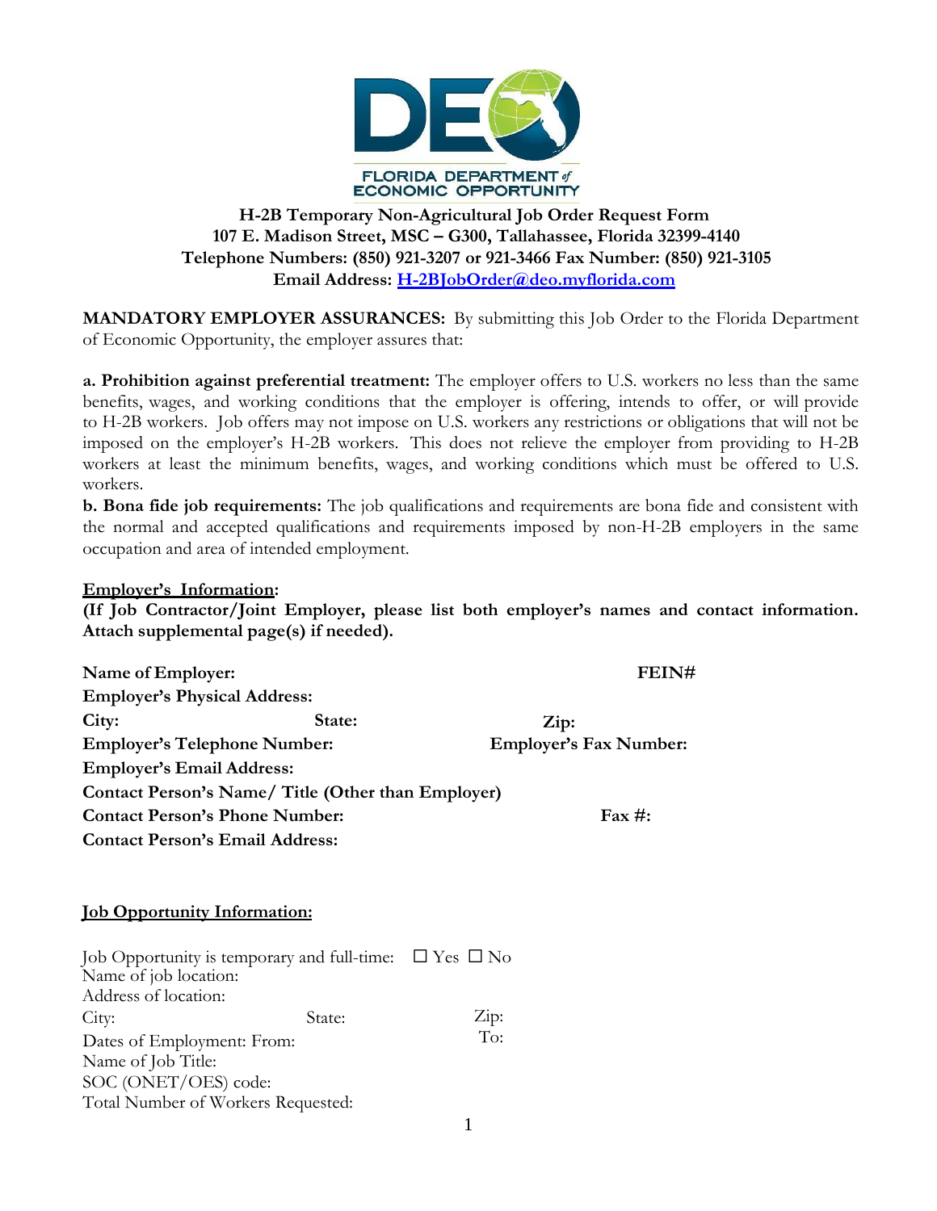FLORIDA DEPARTMENT of ECONOMIC OPPORTUNITY

# H-2B Temporary Non-Agricultural Job Order Request Form

**107 E. Madison Street, MSC – G300, Tallahassee, Florida 32399-4140**
**Telephone Numbers: (850) 921-3207 or 921-3466 Fax Number: (850) 921-3105**
**Email Address: H-2BJobOrder@deo.myflorida.com**

**MANDATORY EMPLOYER ASSURANCES:** By submitting this Job Order to the Florida Department of Economic Opportunity, the employer assures that:

**a. Prohibition against preferential treatment:** The employer offers to U.S. workers no less than the same benefits, wages, and working conditions that the employer is offering, intends to offer, or will provide to H-2B workers. Job offers may not impose on U.S. workers any restrictions or obligations that will not be imposed on the employer's H-2B workers. This does not relieve the employer from providing to H-2B workers at least the minimum benefits, wages, and working conditions which must be offered to U.S. workers.

**b. Bona fide job requirements:** The job qualifications and requirements are bona fide and consistent with the normal and accepted qualifications and requirements imposed by non-H-2B employers in the same occupation and area of intended employment.

## Employer's Information:

**(If Job Contractor/Joint Employer, please list both employer's names and contact information. Attach supplemental page(s) if needed).**

**Name of Employer:** **FEIN#**
**Employer's Physical Address:**
**City:** **State:** **Zip:**
**Employer's Telephone Number:** **Employer's Fax Number:**
**Employer's Email Address:**
**Contact Person's Name/ Title (Other than Employer)**
**Contact Person's Phone Number:** **Fax #:**
**Contact Person's Email Address:**

## Job Opportunity Information:

Job Opportunity is temporary and full-time: ☐ Yes ☐ No
Name of job location:
Address of location:
City: State: Zip:
Dates of Employment: From: To:
Name of Job Title:
SOC (ONET/OES) code:
Total Number of Workers Requested: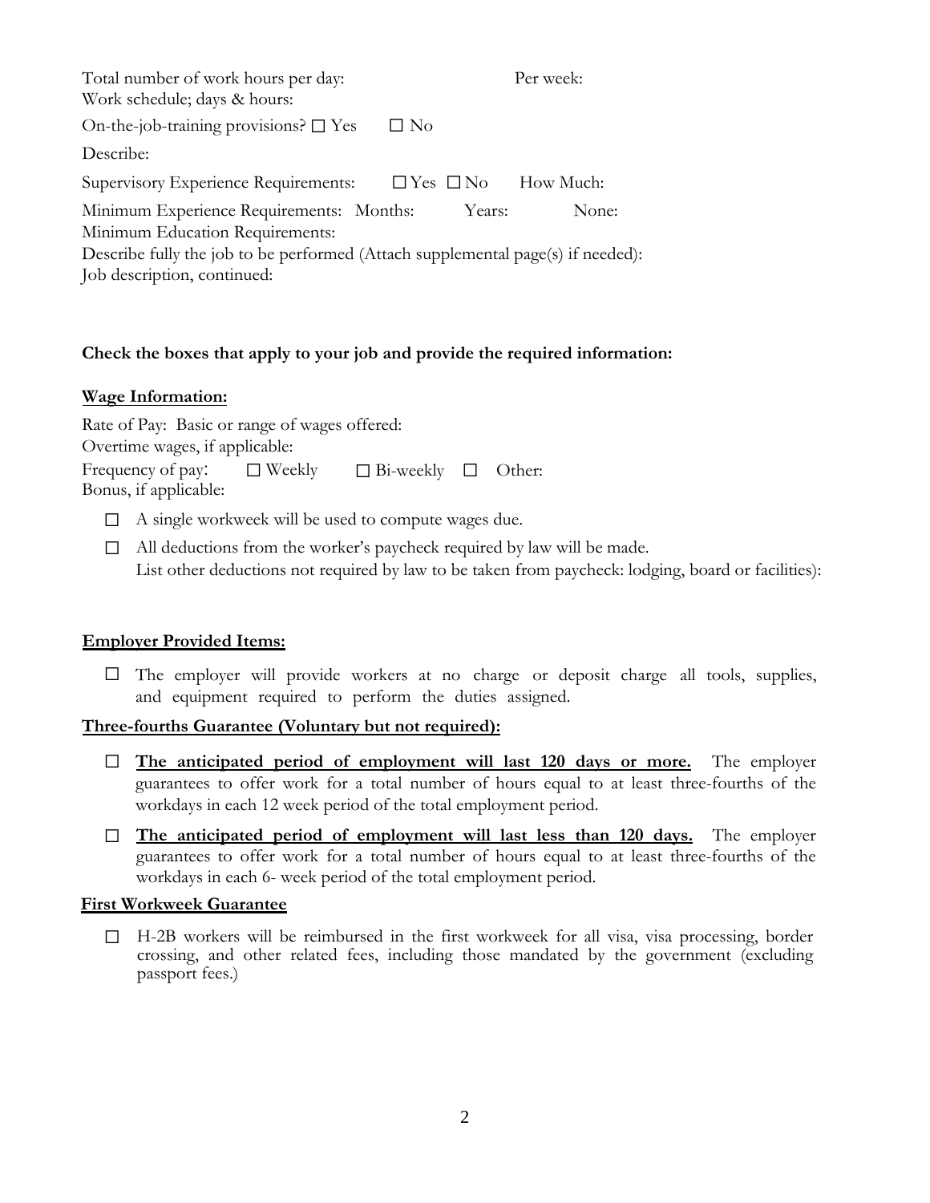Total number of work hours per day: Per week:
Work schedule; days & hours:

On-the-job-training provisions? ☐ Yes ☐ No

Describe:

Supervisory Experience Requirements: ☐ Yes ☐ No How Much:

Minimum Experience Requirements: Months: Years: None:
Minimum Education Requirements:
Describe fully the job to be performed (Attach supplemental page(s) if needed):
Job description, continued:

**Check the boxes that apply to your job and provide the required information:**

**Wage Information:**

Rate of Pay: Basic or range of wages offered:
Overtime wages, if applicable:
Frequency of pay: ☐ Weekly ☐ Bi-weekly ☐ Other:
Bonus, if applicable:

- ☐ A single workweek will be used to compute wages due.
- ☐ All deductions from the worker's paycheck required by law will be made.
  List other deductions not required by law to be taken from paycheck: lodging, board or facilities):

**Employer Provided Items:**

- ☐ The employer will provide workers at no charge or deposit charge all tools, supplies, and equipment required to perform the duties assigned.

**Three-fourths Guarantee (Voluntary but not required):**

- ☐ **The anticipated period of employment will last 120 days or more.** The employer guarantees to offer work for a total number of hours equal to at least three-fourths of the workdays in each 12 week period of the total employment period.
- ☐ **The anticipated period of employment will last less than 120 days.** The employer guarantees to offer work for a total number of hours equal to at least three-fourths of the workdays in each 6- week period of the total employment period.

**First Workweek Guarantee**

- ☐ H-2B workers will be reimbursed in the first workweek for all visa, visa processing, border crossing, and other related fees, including those mandated by the government (excluding passport fees.)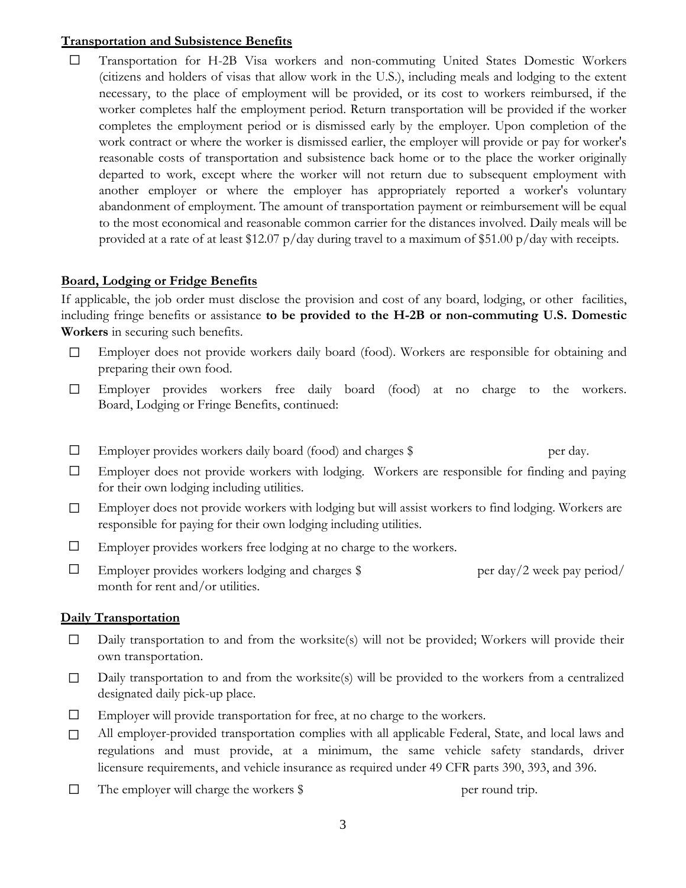**Transportation and Subsistence Benefits**

- ☐ Transportation for H-2B Visa workers and non-commuting United States Domestic Workers (citizens and holders of visas that allow work in the U.S.), including meals and lodging to the extent necessary, to the place of employment will be provided, or its cost to workers reimbursed, if the worker completes half the employment period. Return transportation will be provided if the worker completes the employment period or is dismissed early by the employer. Upon completion of the work contract or where the worker is dismissed earlier, the employer will provide or pay for worker's reasonable costs of transportation and subsistence back home or to the place the worker originally departed to work, except where the worker will not return due to subsequent employment with another employer or where the employer has appropriately reported a worker's voluntary abandonment of employment. The amount of transportation payment or reimbursement will be equal to the most economical and reasonable common carrier for the distances involved. Daily meals will be provided at a rate of at least $12.07 p/day during travel to a maximum of $51.00 p/day with receipts.

**Board, Lodging or Fridge Benefits**

If applicable, the job order must disclose the provision and cost of any board, lodging, or other facilities, including fringe benefits or assistance **to be provided to the H-2B or non-commuting U.S. Domestic Workers** in securing such benefits.

- ☐ Employer does not provide workers daily board (food). Workers are responsible for obtaining and preparing their own food.
- ☐ Employer provides workers free daily board (food) at no charge to the workers. Board, Lodging or Fringe Benefits, continued:
- ☐ Employer provides workers daily board (food) and charges $ per day.
- ☐ Employer does not provide workers with lodging. Workers are responsible for finding and paying for their own lodging including utilities.
- ☐ Employer does not provide workers with lodging but will assist workers to find lodging. Workers are responsible for paying for their own lodging including utilities.
- ☐ Employer provides workers free lodging at no charge to the workers.
- ☐ Employer provides workers lodging and charges $ per day/2 week pay period/ month for rent and/or utilities.

**Daily Transportation**

- ☐ Daily transportation to and from the worksite(s) will not be provided; Workers will provide their own transportation.
- ☐ Daily transportation to and from the worksite(s) will be provided to the workers from a centralized designated daily pick-up place.
- ☐ Employer will provide transportation for free, at no charge to the workers.
- ☐ All employer-provided transportation complies with all applicable Federal, State, and local laws and regulations and must provide, at a minimum, the same vehicle safety standards, driver licensure requirements, and vehicle insurance as required under 49 CFR parts 390, 393, and 396.
- ☐ The employer will charge the workers $ per round trip.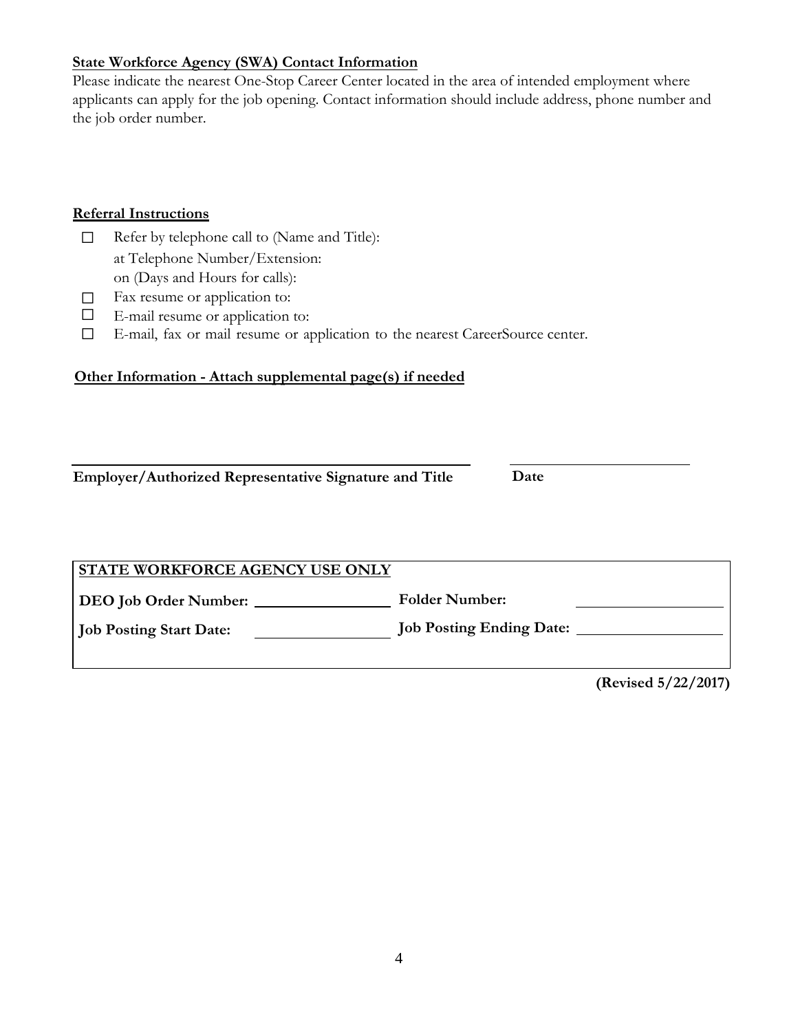**State Workforce Agency (SWA) Contact Information**

Please indicate the nearest One-Stop Career Center located in the area of intended employment where applicants can apply for the job opening. Contact information should include address, phone number and the job order number.

**Referral Instructions**

- ☐ Refer by telephone call to (Name and Title):
  at Telephone Number/Extension:
  on (Days and Hours for calls):
- ☐ Fax resume or application to:
- ☐ E-mail resume or application to:
- ☐ E-mail, fax or mail resume or application to the nearest CareerSource center.

**Other Information - Attach supplemental page(s) if needed**

**Employer/Authorized Representative Signature and Title** ______________________ **Date** ______________

| **STATE WORKFORCE AGENCY USE ONLY** | | | |
|---|---|---|---|
| **DEO Job Order Number:** | | **Folder Number:** | |
| **Job Posting Start Date:** | | **Job Posting Ending Date:** | |

**(Revised 5/22/2017)**